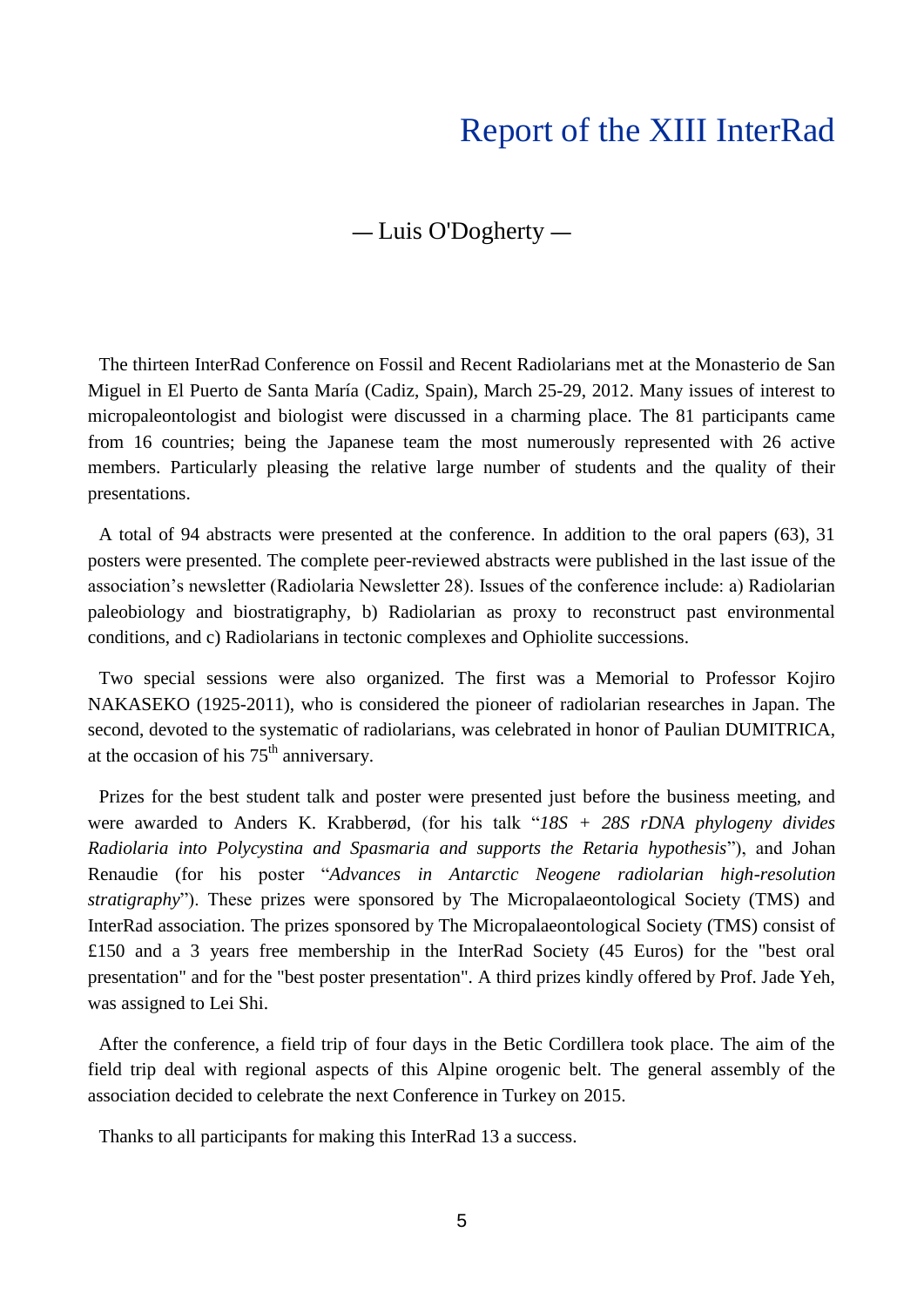# Report of the XIII InterRad

— Luis O'Dogherty —

The thirteen InterRad Conference on Fossil and Recent Radiolarians met at the Monasterio de San Miguel in El Puerto de Santa María (Cadiz, Spain), March 25-29, 2012. Many issues of interest to micropaleontologist and biologist were discussed in a charming place. The 81 participants came from 16 countries; being the Japanese team the most numerously represented with 26 active members. Particularly pleasing the relative large number of students and the quality of their presentations.

A total of 94 abstracts were presented at the conference. In addition to the oral papers (63), 31 posters were presented. The complete peer-reviewed abstracts were published in the last issue of the association's newsletter (Radiolaria Newsletter 28). Issues of the conference include: a) Radiolarian paleobiology and biostratigraphy, b) Radiolarian as proxy to reconstruct past environmental conditions, and c) Radiolarians in tectonic complexes and Ophiolite successions.

Two special sessions were also organized. The first was a Memorial to Professor Kojiro NAKASEKO (1925-2011), who is considered the pioneer of radiolarian researches in Japan. The second, devoted to the systematic of radiolarians, was celebrated in honor of Paulian DUMITRICA, at the occasion of his 75th anniversary.

Prizes for the best student talk and poster were presented just before the business meeting, and were awarded to Anders K. Krabberød, (for his talk "*18S + 28S rDNA phylogeny divides Radiolaria into Polycystina and Spasmaria and supports the Retaria hypothesis*"), and Johan Renaudie (for his poster "*Advances in Antarctic Neogene radiolarian high-resolution stratigraphy*"). These prizes were sponsored by The Micropalaeontological Society (TMS) and InterRad association. The prizes sponsored by The Micropalaeontological Society (TMS) consist of £150 and a 3 years free membership in the InterRad Society (45 Euros) for the "best oral presentation" and for the "best poster presentation". A third prizes kindly offered by Prof. Jade Yeh, was assigned to Lei Shi.

After the conference, a field trip of four days in the Betic Cordillera took place. The aim of the field trip deal with regional aspects of this Alpine orogenic belt. The general assembly of the association decided to celebrate the next Conference in Turkey on 2015.

Thanks to all participants for making this InterRad 13 a success.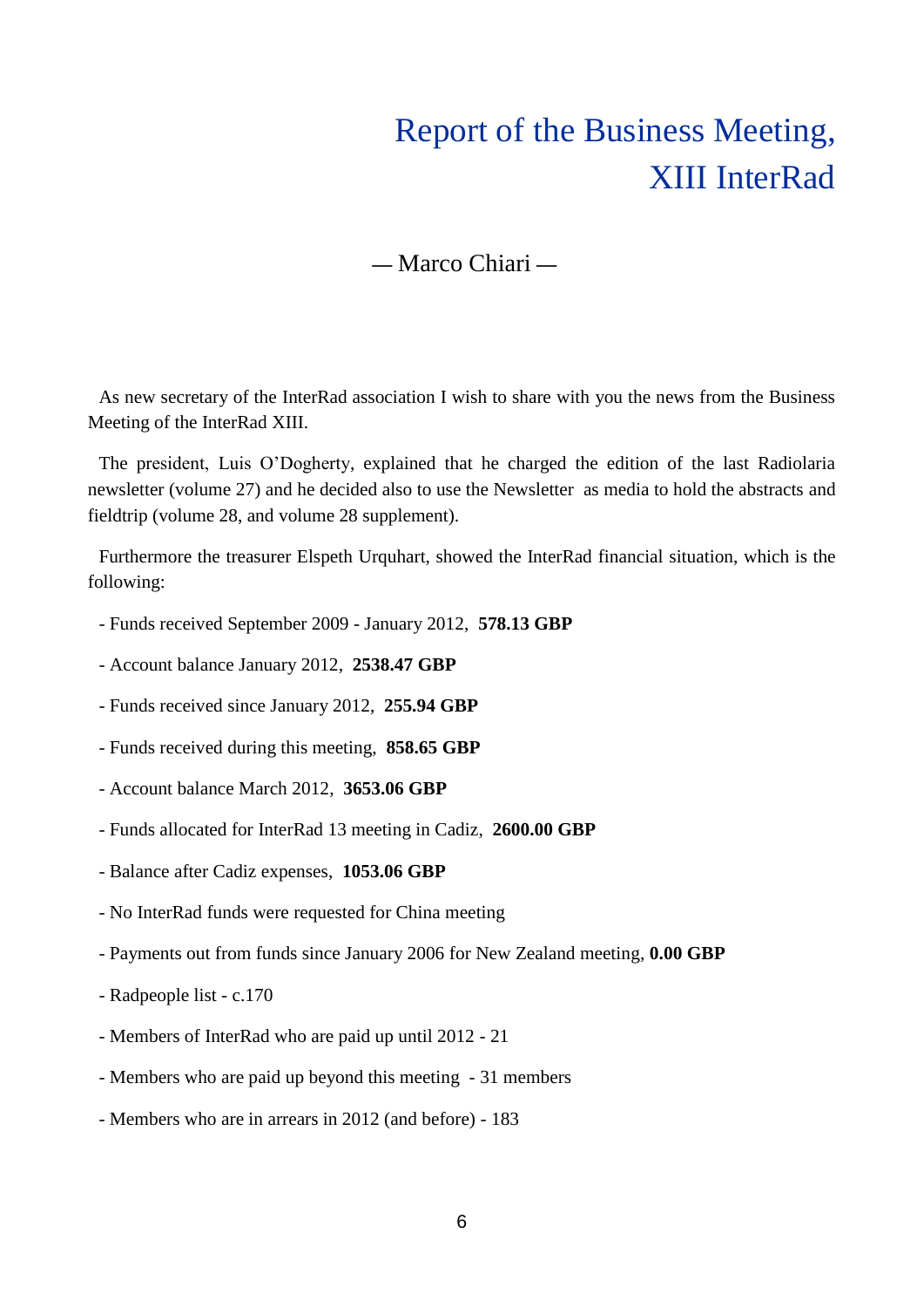# Report of the Business Meeting, XIII InterRad

— Marco Chiari —

As new secretary of the InterRad association I wish to share with you the news from the Business Meeting of the InterRad XIII.

The president, Luis O'Dogherty, explained that he charged the edition of the last Radiolaria newsletter (volume 27) and he decided also to use the Newsletter as media to hold the abstracts and fieldtrip (volume 28, and volume 28 supplement).

Furthermore the treasurer Elspeth Urquhart, showed the InterRad financial situation, which is the following:

- Funds received September 2009 - January 2012, **578.13 GBP**
- Account balance January 2012, **2538.47 GBP**
- Funds received since January 2012, **255.94 GBP**
- Funds received during this meeting, **858.65 GBP**
- Account balance March 2012, **3653.06 GBP**
- Funds allocated for InterRad 13 meeting in Cadiz, **2600.00 GBP**
- Balance after Cadiz expenses, **1053.06 GBP**
- No InterRad funds were requested for China meeting
- Payments out from funds since January 2006 for New Zealand meeting, **0.00 GBP**
- Radpeople list - c.170
- Members of InterRad who are paid up until 2012 - 21
- Members who are paid up beyond this meeting - 31 members
- Members who are in arrears in 2012 (and before) - 183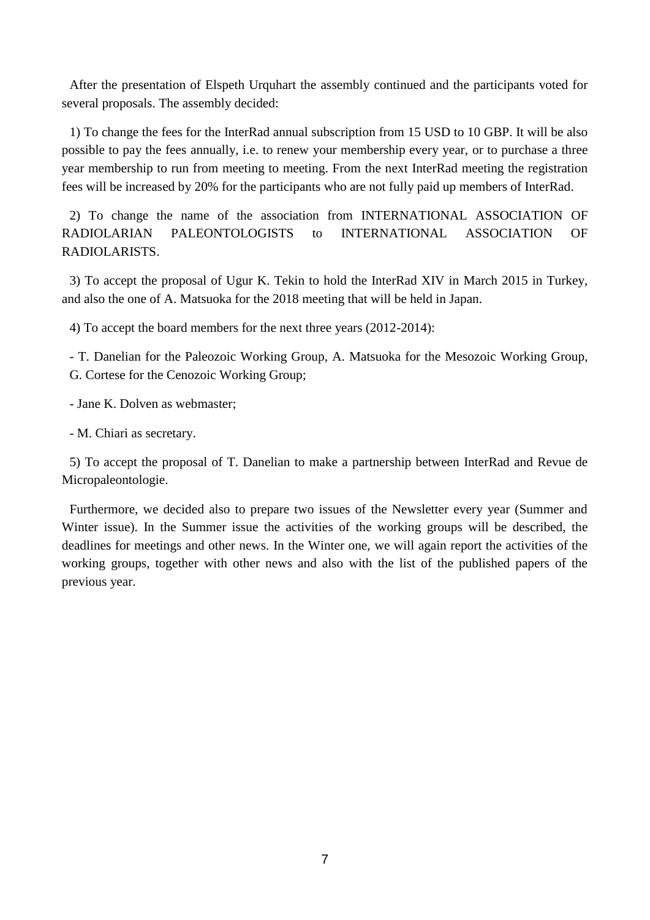After the presentation of Elspeth Urquhart the assembly continued and the participants voted for several proposals. The assembly decided:

1) To change the fees for the InterRad annual subscription from 15 USD to 10 GBP. It will be also possible to pay the fees annually, i.e. to renew your membership every year, or to purchase a three year membership to run from meeting to meeting. From the next InterRad meeting the registration fees will be increased by 20% for the participants who are not fully paid up members of InterRad.

2) To change the name of the association from INTERNATIONAL ASSOCIATION OF RADIOLARIAN PALEONTOLOGISTS to INTERNATIONAL ASSOCIATION OF RADIOLARISTS.

3) To accept the proposal of Ugur K. Tekin to hold the InterRad XIV in March 2015 in Turkey, and also the one of A. Matsuoka for the 2018 meeting that will be held in Japan.

4) To accept the board members for the next three years (2012-2014):

- T. Danelian for the Paleozoic Working Group, A. Matsuoka for the Mesozoic Working Group, G. Cortese for the Cenozoic Working Group;
- Jane K. Dolven as webmaster;
- M. Chiari as secretary.

5) To accept the proposal of T. Danelian to make a partnership between InterRad and Revue de Micropaleontologie.

Furthermore, we decided also to prepare two issues of the Newsletter every year (Summer and Winter issue). In the Summer issue the activities of the working groups will be described, the deadlines for meetings and other news. In the Winter one, we will again report the activities of the working groups, together with other news and also with the list of the published papers of the previous year.